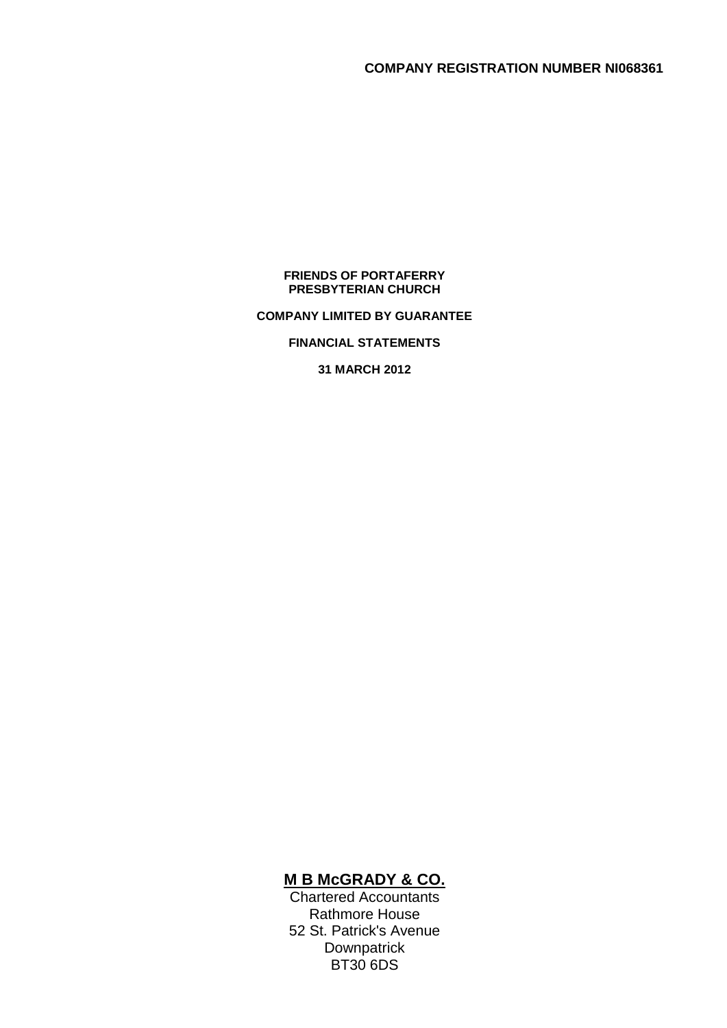**COMPANY REGISTRATION NUMBER NI068361**

# FRIENDS OF PORTAFERRY PRESBYTERIAN CHURCH

**COMPANY LIMITED BY GUARANTEE**

**FINANCIAL STATEMENTS**

**31 MARCH 2012**

**M B McGRADY & CO.**

Chartered Accountants
Rathmore House
52 St. Patrick's Avenue
Downpatrick
BT30 6DS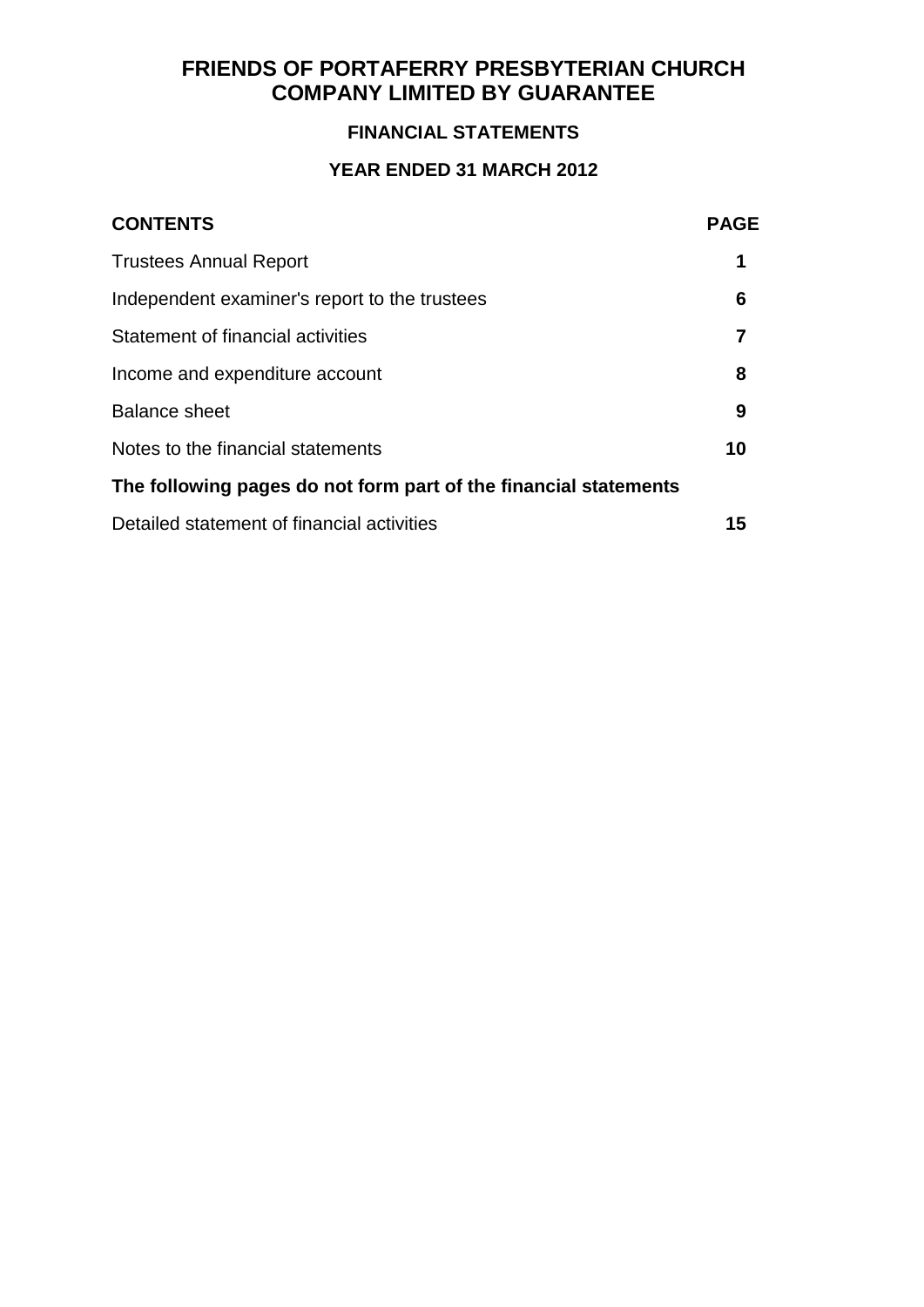# FRIENDS OF PORTAFERRY PRESBYTERIAN CHURCH COMPANY LIMITED BY GUARANTEE

## FINANCIAL STATEMENTS

## YEAR ENDED 31 MARCH 2012

| CONTENTS | PAGE |
| --- | --- |
| Trustees Annual Report | **1** |
| Independent examiner's report to the trustees | **6** |
| Statement of financial activities | **7** |
| Income and expenditure account | **8** |
| Balance sheet | **9** |
| Notes to the financial statements | **10** |
| **The following pages do not form part of the financial statements** | |
| Detailed statement of financial activities | **15** |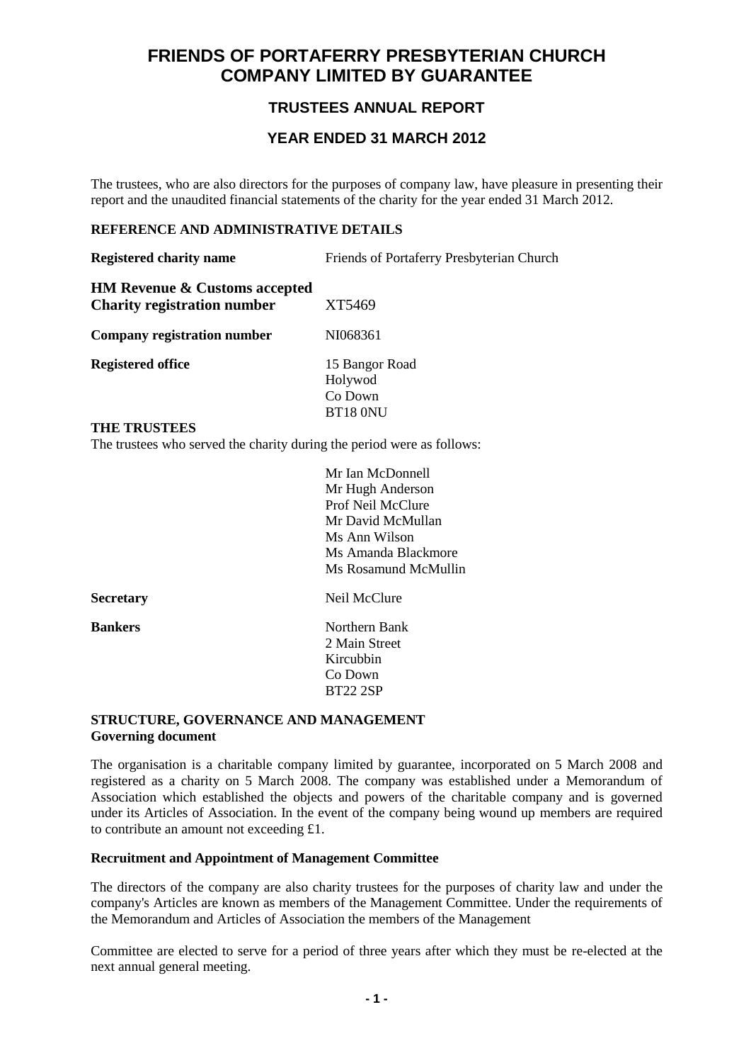# FRIENDS OF PORTAFERRY PRESBYTERIAN CHURCH COMPANY LIMITED BY GUARANTEE

## TRUSTEES ANNUAL REPORT

## YEAR ENDED 31 MARCH 2012

The trustees, who are also directors for the purposes of company law, have pleasure in presenting their report and the unaudited financial statements of the charity for the year ended 31 March 2012.

### REFERENCE AND ADMINISTRATIVE DETAILS

| | |
|---|---|
| **Registered charity name** | Friends of Portaferry Presbyterian Church |
| **HM Revenue & Customs accepted Charity registration number** | XT5469 |
| **Company registration number** | NI068361 |
| **Registered office** | 15 Bangor Road<br>Holywod<br>Co Down<br>BT18 0NU |

### THE TRUSTEES

The trustees who served the charity during the period were as follows:

Mr Ian McDonnell
Mr Hugh Anderson
Prof Neil McClure
Mr David McMullan
Ms Ann Wilson
Ms Amanda Blackmore
Ms Rosamund McMullin

| | |
|---|---|
| **Secretary** | Neil McClure |
| **Bankers** | Northern Bank<br>2 Main Street<br>Kircubbin<br>Co Down<br>BT22 2SP |

### STRUCTURE, GOVERNANCE AND MANAGEMENT

**Governing document**

The organisation is a charitable company limited by guarantee, incorporated on 5 March 2008 and registered as a charity on 5 March 2008. The company was established under a Memorandum of Association which established the objects and powers of the charitable company and is governed under its Articles of Association. In the event of the company being wound up members are required to contribute an amount not exceeding £1.

**Recruitment and Appointment of Management Committee**

The directors of the company are also charity trustees for the purposes of charity law and under the company's Articles are known as members of the Management Committee. Under the requirements of the Memorandum and Articles of Association the members of the Management

Committee are elected to serve for a period of three years after which they must be re-elected at the next annual general meeting.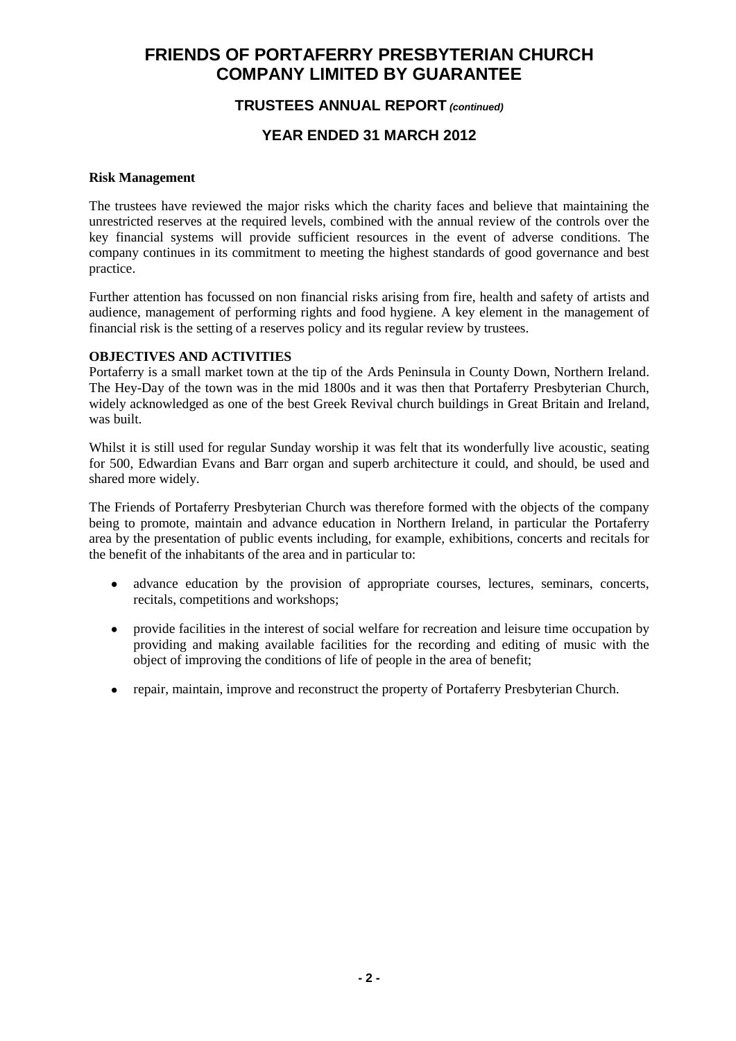# FRIENDS OF PORTAFERRY PRESBYTERIAN CHURCH COMPANY LIMITED BY GUARANTEE

## TRUSTEES ANNUAL REPORT *(continued)*

## YEAR ENDED 31 MARCH 2012

**Risk Management**

The trustees have reviewed the major risks which the charity faces and believe that maintaining the unrestricted reserves at the required levels, combined with the annual review of the controls over the key financial systems will provide sufficient resources in the event of adverse conditions. The company continues in its commitment to meeting the highest standards of good governance and best practice.

Further attention has focussed on non financial risks arising from fire, health and safety of artists and audience, management of performing rights and food hygiene. A key element in the management of financial risk is the setting of a reserves policy and its regular review by trustees.

**OBJECTIVES AND ACTIVITIES**

Portaferry is a small market town at the tip of the Ards Peninsula in County Down, Northern Ireland. The Hey-Day of the town was in the mid 1800s and it was then that Portaferry Presbyterian Church, widely acknowledged as one of the best Greek Revival church buildings in Great Britain and Ireland, was built.

Whilst it is still used for regular Sunday worship it was felt that its wonderfully live acoustic, seating for 500, Edwardian Evans and Barr organ and superb architecture it could, and should, be used and shared more widely.

The Friends of Portaferry Presbyterian Church was therefore formed with the objects of the company being to promote, maintain and advance education in Northern Ireland, in particular the Portaferry area by the presentation of public events including, for example, exhibitions, concerts and recitals for the benefit of the inhabitants of the area and in particular to:

- advance education by the provision of appropriate courses, lectures, seminars, concerts, recitals, competitions and workshops;
- provide facilities in the interest of social welfare for recreation and leisure time occupation by providing and making available facilities for the recording and editing of music with the object of improving the conditions of life of people in the area of benefit;
- repair, maintain, improve and reconstruct the property of Portaferry Presbyterian Church.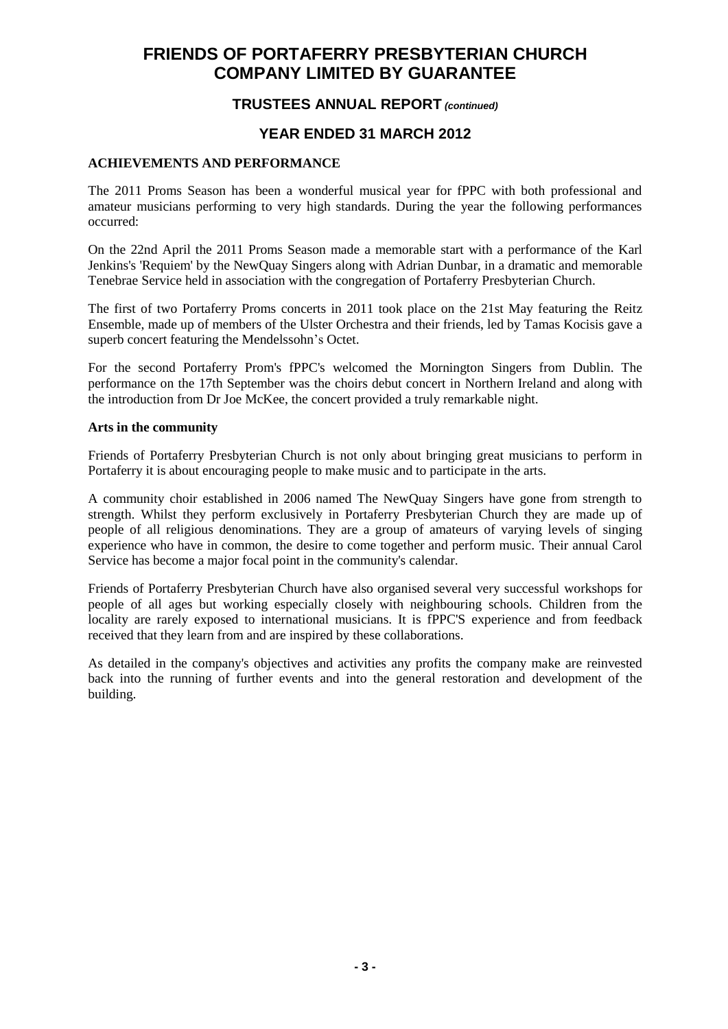# FRIENDS OF PORTAFERRY PRESBYTERIAN CHURCH COMPANY LIMITED BY GUARANTEE

## TRUSTEES ANNUAL REPORT *(continued)*

## YEAR ENDED 31 MARCH 2012

### ACHIEVEMENTS AND PERFORMANCE

The 2011 Proms Season has been a wonderful musical year for fPPC with both professional and amateur musicians performing to very high standards. During the year the following performances occurred:

On the 22nd April the 2011 Proms Season made a memorable start with a performance of the Karl Jenkins's 'Requiem' by the NewQuay Singers along with Adrian Dunbar, in a dramatic and memorable Tenebrae Service held in association with the congregation of Portaferry Presbyterian Church.

The first of two Portaferry Proms concerts in 2011 took place on the 21st May featuring the Reitz Ensemble, made up of members of the Ulster Orchestra and their friends, led by Tamas Kocisis gave a superb concert featuring the Mendelssohn's Octet.

For the second Portaferry Prom's fPPC's welcomed the Mornington Singers from Dublin. The performance on the 17th September was the choirs debut concert in Northern Ireland and along with the introduction from Dr Joe McKee, the concert provided a truly remarkable night.

**Arts in the community**

Friends of Portaferry Presbyterian Church is not only about bringing great musicians to perform in Portaferry it is about encouraging people to make music and to participate in the arts.

A community choir established in 2006 named The NewQuay Singers have gone from strength to strength. Whilst they perform exclusively in Portaferry Presbyterian Church they are made up of people of all religious denominations. They are a group of amateurs of varying levels of singing experience who have in common, the desire to come together and perform music. Their annual Carol Service has become a major focal point in the community's calendar.

Friends of Portaferry Presbyterian Church have also organised several very successful workshops for people of all ages but working especially closely with neighbouring schools. Children from the locality are rarely exposed to international musicians. It is fPPC'S experience and from feedback received that they learn from and are inspired by these collaborations.

As detailed in the company's objectives and activities any profits the company make are reinvested back into the running of further events and into the general restoration and development of the building.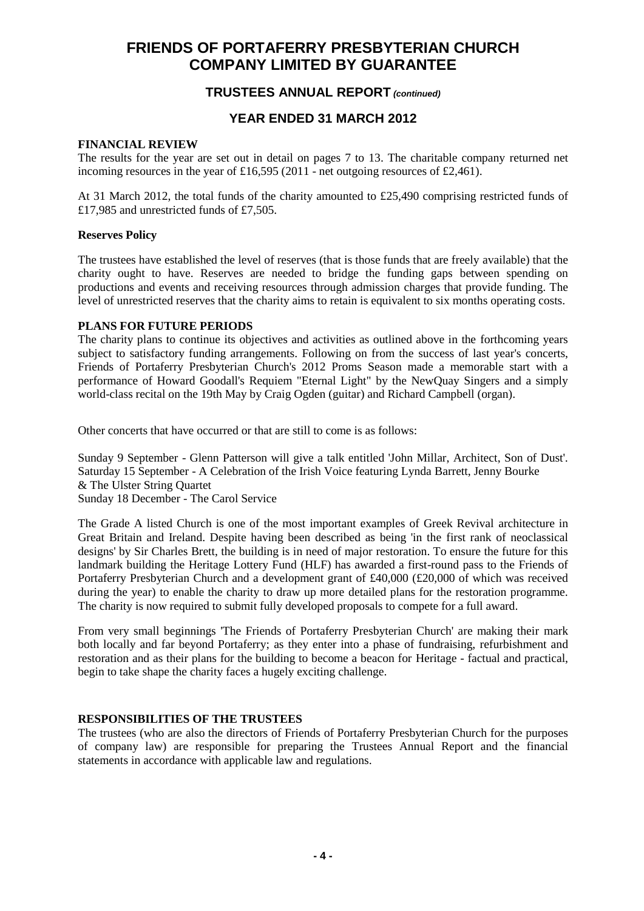# FRIENDS OF PORTAFERRY PRESBYTERIAN CHURCH
# COMPANY LIMITED BY GUARANTEE

## TRUSTEES ANNUAL REPORT *(continued)*

## YEAR ENDED 31 MARCH 2012

### FINANCIAL REVIEW

The results for the year are set out in detail on pages 7 to 13. The charitable company returned net incoming resources in the year of £16,595 (2011 - net outgoing resources of £2,461).

At 31 March 2012, the total funds of the charity amounted to £25,490 comprising restricted funds of £17,985 and unrestricted funds of £7,505.

**Reserves Policy**

The trustees have established the level of reserves (that is those funds that are freely available) that the charity ought to have. Reserves are needed to bridge the funding gaps between spending on productions and events and receiving resources through admission charges that provide funding. The level of unrestricted reserves that the charity aims to retain is equivalent to six months operating costs.

### PLANS FOR FUTURE PERIODS

The charity plans to continue its objectives and activities as outlined above in the forthcoming years subject to satisfactory funding arrangements. Following on from the success of last year's concerts, Friends of Portaferry Presbyterian Church's 2012 Proms Season made a memorable start with a performance of Howard Goodall's Requiem "Eternal Light" by the NewQuay Singers and a simply world-class recital on the 19th May by Craig Ogden (guitar) and Richard Campbell (organ).

Other concerts that have occurred or that are still to come is as follows:

Sunday 9 September - Glenn Patterson will give a talk entitled 'John Millar, Architect, Son of Dust'.
Saturday 15 September - A Celebration of the Irish Voice featuring Lynda Barrett, Jenny Bourke & The Ulster String Quartet
Sunday 18 December - The Carol Service

The Grade A listed Church is one of the most important examples of Greek Revival architecture in Great Britain and Ireland. Despite having been described as being 'in the first rank of neoclassical designs' by Sir Charles Brett, the building is in need of major restoration. To ensure the future for this landmark building the Heritage Lottery Fund (HLF) has awarded a first-round pass to the Friends of Portaferry Presbyterian Church and a development grant of £40,000 (£20,000 of which was received during the year) to enable the charity to draw up more detailed plans for the restoration programme. The charity is now required to submit fully developed proposals to compete for a full award.

From very small beginnings 'The Friends of Portaferry Presbyterian Church' are making their mark both locally and far beyond Portaferry; as they enter into a phase of fundraising, refurbishment and restoration and as their plans for the building to become a beacon for Heritage - factual and practical, begin to take shape the charity faces a hugely exciting challenge.

### RESPONSIBILITIES OF THE TRUSTEES

The trustees (who are also the directors of Friends of Portaferry Presbyterian Church for the purposes of company law) are responsible for preparing the Trustees Annual Report and the financial statements in accordance with applicable law and regulations.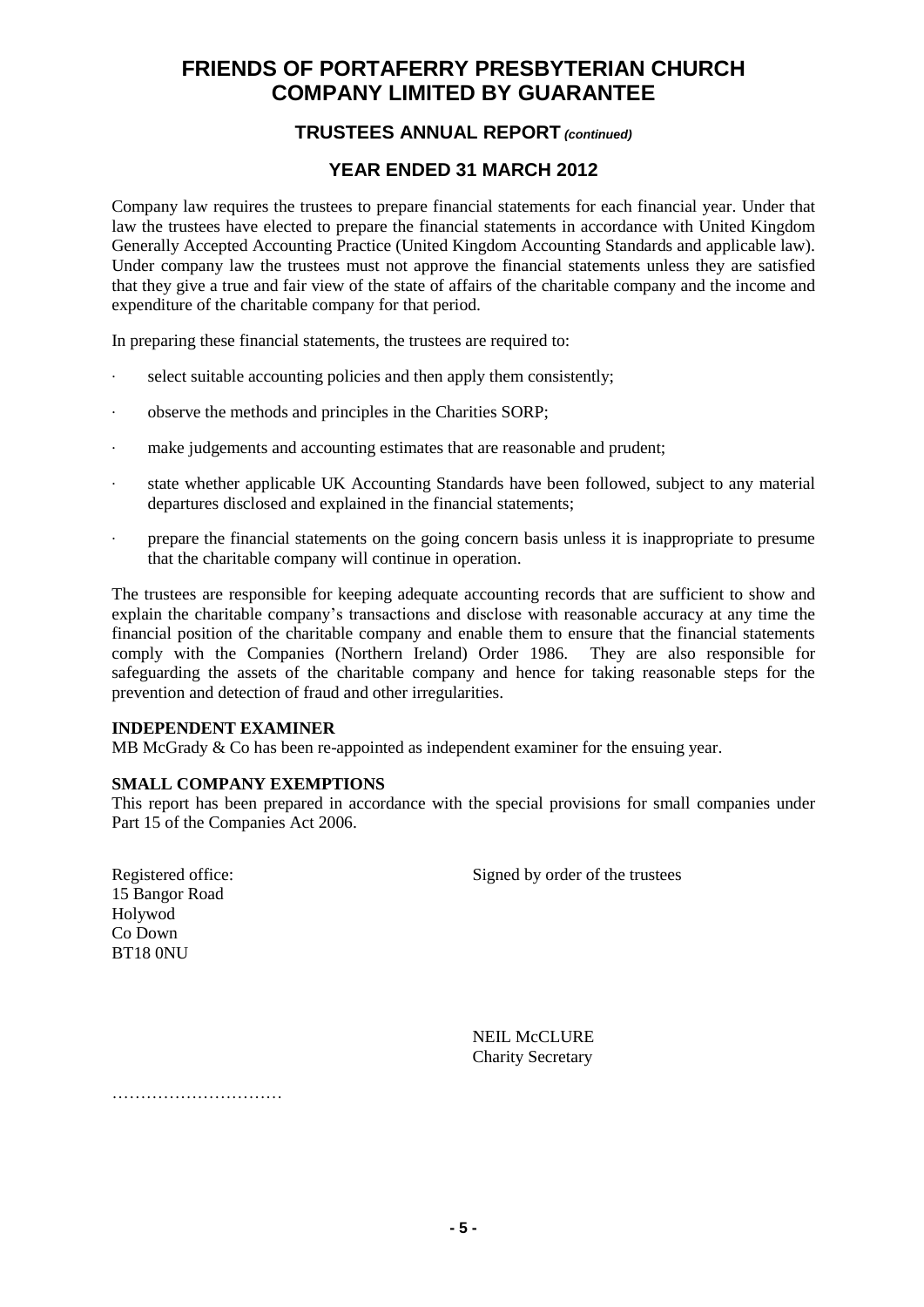# FRIENDS OF PORTAFERRY PRESBYTERIAN CHURCH COMPANY LIMITED BY GUARANTEE

## TRUSTEES ANNUAL REPORT *(continued)*

## YEAR ENDED 31 MARCH 2012

Company law requires the trustees to prepare financial statements for each financial year. Under that law the trustees have elected to prepare the financial statements in accordance with United Kingdom Generally Accepted Accounting Practice (United Kingdom Accounting Standards and applicable law). Under company law the trustees must not approve the financial statements unless they are satisfied that they give a true and fair view of the state of affairs of the charitable company and the income and expenditure of the charitable company for that period.

In preparing these financial statements, the trustees are required to:

- select suitable accounting policies and then apply them consistently;
- observe the methods and principles in the Charities SORP;
- make judgements and accounting estimates that are reasonable and prudent;
- state whether applicable UK Accounting Standards have been followed, subject to any material departures disclosed and explained in the financial statements;
- prepare the financial statements on the going concern basis unless it is inappropriate to presume that the charitable company will continue in operation.

The trustees are responsible for keeping adequate accounting records that are sufficient to show and explain the charitable company's transactions and disclose with reasonable accuracy at any time the financial position of the charitable company and enable them to ensure that the financial statements comply with the Companies (Northern Ireland) Order 1986. They are also responsible for safeguarding the assets of the charitable company and hence for taking reasonable steps for the prevention and detection of fraud and other irregularities.

**INDEPENDENT EXAMINER**

MB McGrady & Co has been re-appointed as independent examiner for the ensuing year.

**SMALL COMPANY EXEMPTIONS**

This report has been prepared in accordance with the special provisions for small companies under Part 15 of the Companies Act 2006.

Registered office:
15 Bangor Road
Holywod
Co Down
BT18 0NU

Signed by order of the trustees

NEIL McCLURE
Charity Secretary

…………………………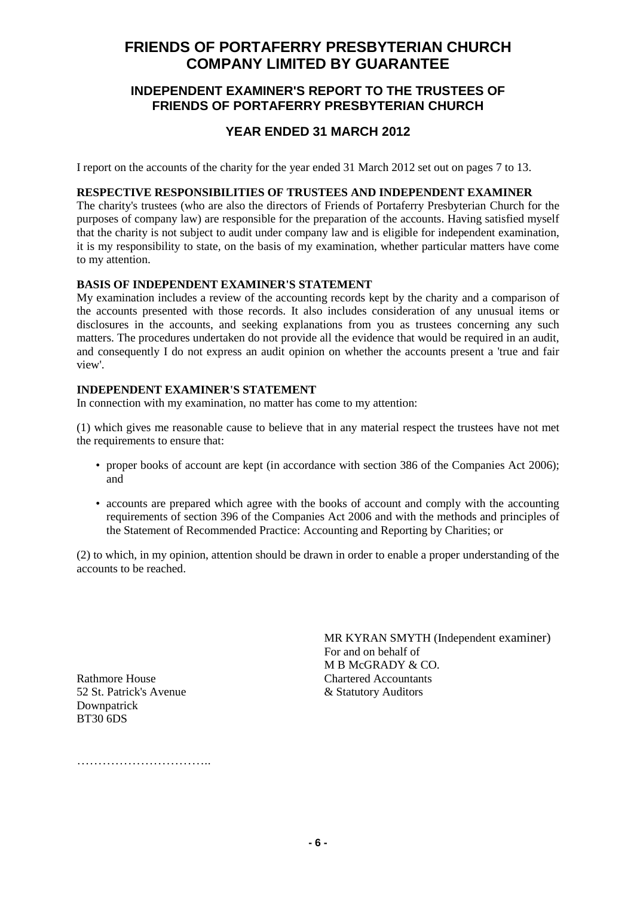# FRIENDS OF PORTAFERRY PRESBYTERIAN CHURCH COMPANY LIMITED BY GUARANTEE

## INDEPENDENT EXAMINER'S REPORT TO THE TRUSTEES OF FRIENDS OF PORTAFERRY PRESBYTERIAN CHURCH

## YEAR ENDED 31 MARCH 2012

I report on the accounts of the charity for the year ended 31 March 2012 set out on pages 7 to 13.

**RESPECTIVE RESPONSIBILITIES OF TRUSTEES AND INDEPENDENT EXAMINER**

The charity's trustees (who are also the directors of Friends of Portaferry Presbyterian Church for the purposes of company law) are responsible for the preparation of the accounts. Having satisfied myself that the charity is not subject to audit under company law and is eligible for independent examination, it is my responsibility to state, on the basis of my examination, whether particular matters have come to my attention.

**BASIS OF INDEPENDENT EXAMINER'S STATEMENT**

My examination includes a review of the accounting records kept by the charity and a comparison of the accounts presented with those records. It also includes consideration of any unusual items or disclosures in the accounts, and seeking explanations from you as trustees concerning any such matters. The procedures undertaken do not provide all the evidence that would be required in an audit, and consequently I do not express an audit opinion on whether the accounts present a 'true and fair view'.

**INDEPENDENT EXAMINER'S STATEMENT**

In connection with my examination, no matter has come to my attention:

(1) which gives me reasonable cause to believe that in any material respect the trustees have not met the requirements to ensure that:

- proper books of account are kept (in accordance with section 386 of the Companies Act 2006); and
- accounts are prepared which agree with the books of account and comply with the accounting requirements of section 396 of the Companies Act 2006 and with the methods and principles of the Statement of Recommended Practice: Accounting and Reporting by Charities; or

(2) to which, in my opinion, attention should be drawn in order to enable a proper understanding of the accounts to be reached.

MR KYRAN SMYTH (Independent examiner)
For and on behalf of
M B McGRADY & CO.
Chartered Accountants
& Statutory Auditors

Rathmore House
52 St. Patrick's Avenue
Downpatrick
BT30 6DS

…………………………..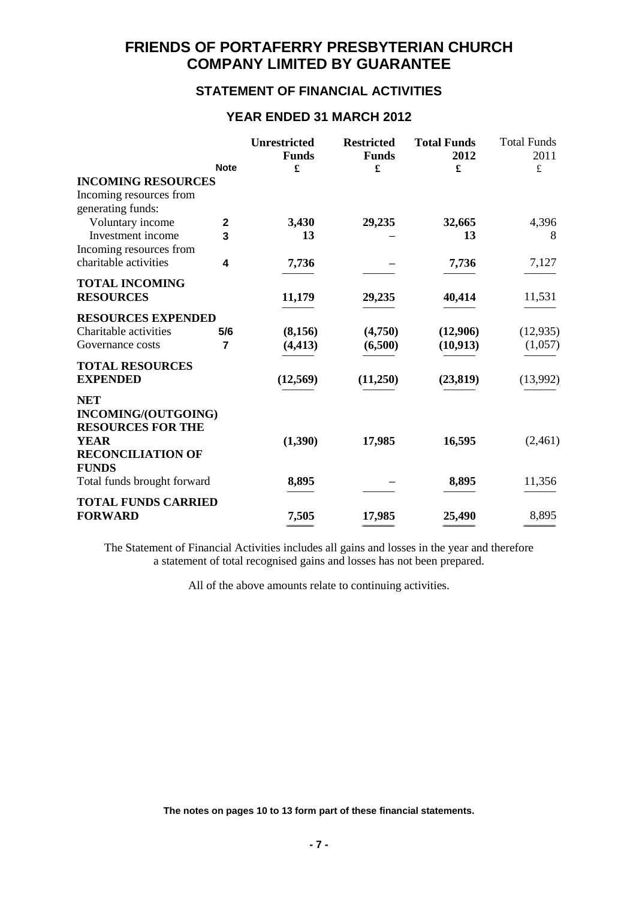# FRIENDS OF PORTAFERRY PRESBYTERIAN CHURCH COMPANY LIMITED BY GUARANTEE

## STATEMENT OF FINANCIAL ACTIVITIES

### YEAR ENDED 31 MARCH 2012

| | Note | Unrestricted Funds £ | Restricted Funds £ | Total Funds 2012 £ | Total Funds 2011 £ |
|---|---|---|---|---|---|
| **INCOMING RESOURCES** | | | | | |
| Incoming resources from generating funds: | | | | | |
| Voluntary income | 2 | 3,430 | 29,235 | 32,665 | 4,396 |
| Investment income | 3 | 13 | – | 13 | 8 |
| Incoming resources from charitable activities | 4 | 7,736 | – | 7,736 | 7,127 |
| **TOTAL INCOMING RESOURCES** | | 11,179 | 29,235 | 40,414 | 11,531 |
| **RESOURCES EXPENDED** | | | | | |
| Charitable activities | 5/6 | (8,156) | (4,750) | (12,906) | (12,935) |
| Governance costs | 7 | (4,413) | (6,500) | (10,913) | (1,057) |
| **TOTAL RESOURCES EXPENDED** | | (12,569) | (11,250) | (23,819) | (13,992) |
| **NET INCOMING/(OUTGOING) RESOURCES FOR THE YEAR** | | (1,390) | 17,985 | 16,595 | (2,461) |
| **RECONCILIATION OF FUNDS** | | | | | |
| Total funds brought forward | | 8,895 | – | 8,895 | 11,356 |
| **TOTAL FUNDS CARRIED FORWARD** | | 7,505 | 17,985 | 25,490 | 8,895 |

The Statement of Financial Activities includes all gains and losses in the year and therefore a statement of total recognised gains and losses has not been prepared.

All of the above amounts relate to continuing activities.

**The notes on pages 10 to 13 form part of these financial statements.**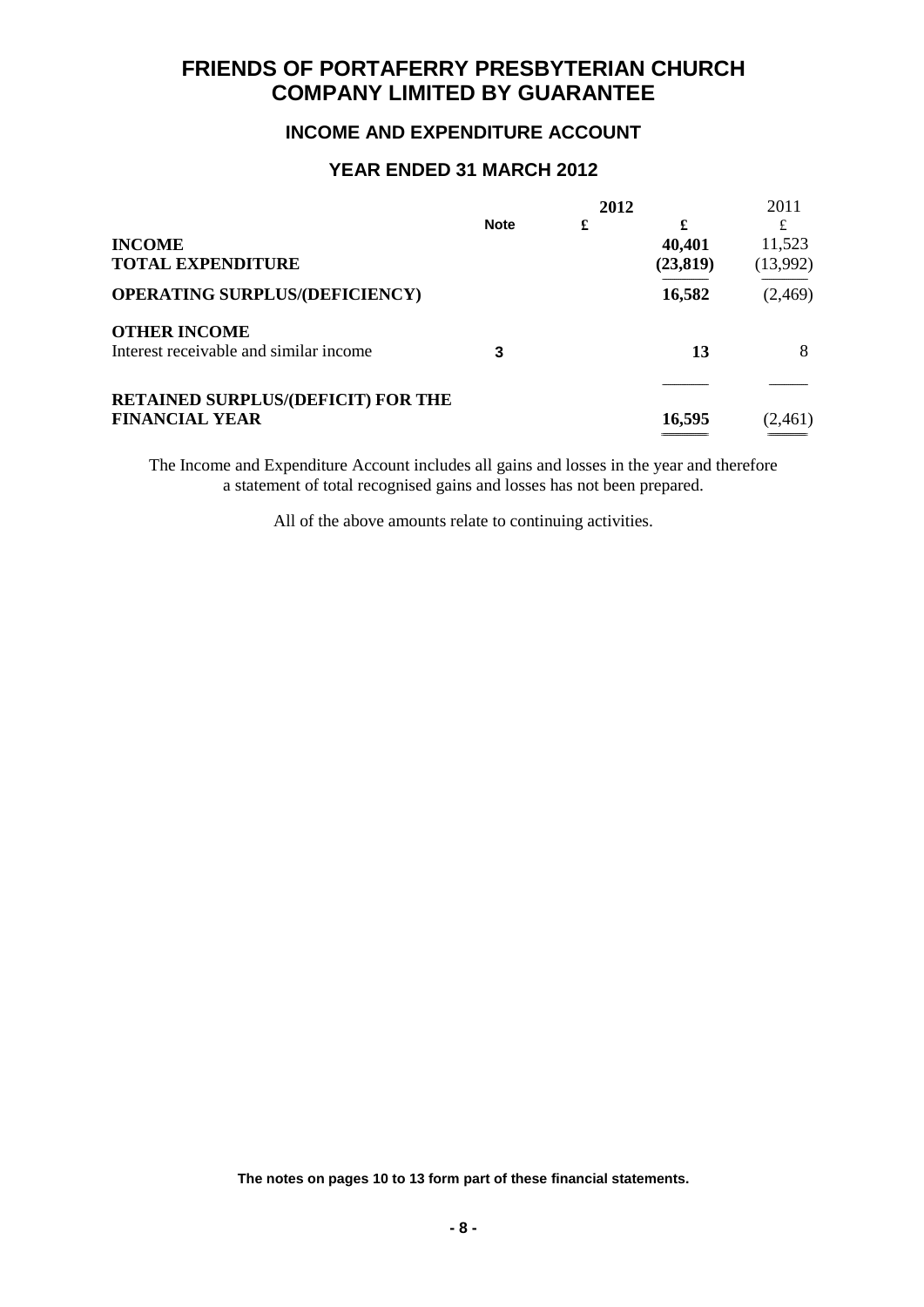# FRIENDS OF PORTAFERRY PRESBYTERIAN CHURCH COMPANY LIMITED BY GUARANTEE

## INCOME AND EXPENDITURE ACCOUNT

## YEAR ENDED 31 MARCH 2012

| | Note | 2012 £ | 2012 £ | 2011 £ |
|---|---|---|---|---|
| **INCOME** | | | **40,401** | 11,523 |
| **TOTAL EXPENDITURE** | | | **(23,819)** | (13,992) |
| **OPERATING SURPLUS/(DEFICIENCY)** | | | **16,582** | (2,469) |
| **OTHER INCOME** | | | | |
| Interest receivable and similar income | **3** | | **13** | 8 |
| **RETAINED SURPLUS/(DEFICIT) FOR THE FINANCIAL YEAR** | | | **16,595** | (2,461) |

The Income and Expenditure Account includes all gains and losses in the year and therefore a statement of total recognised gains and losses has not been prepared.

All of the above amounts relate to continuing activities.

**The notes on pages 10 to 13 form part of these financial statements.**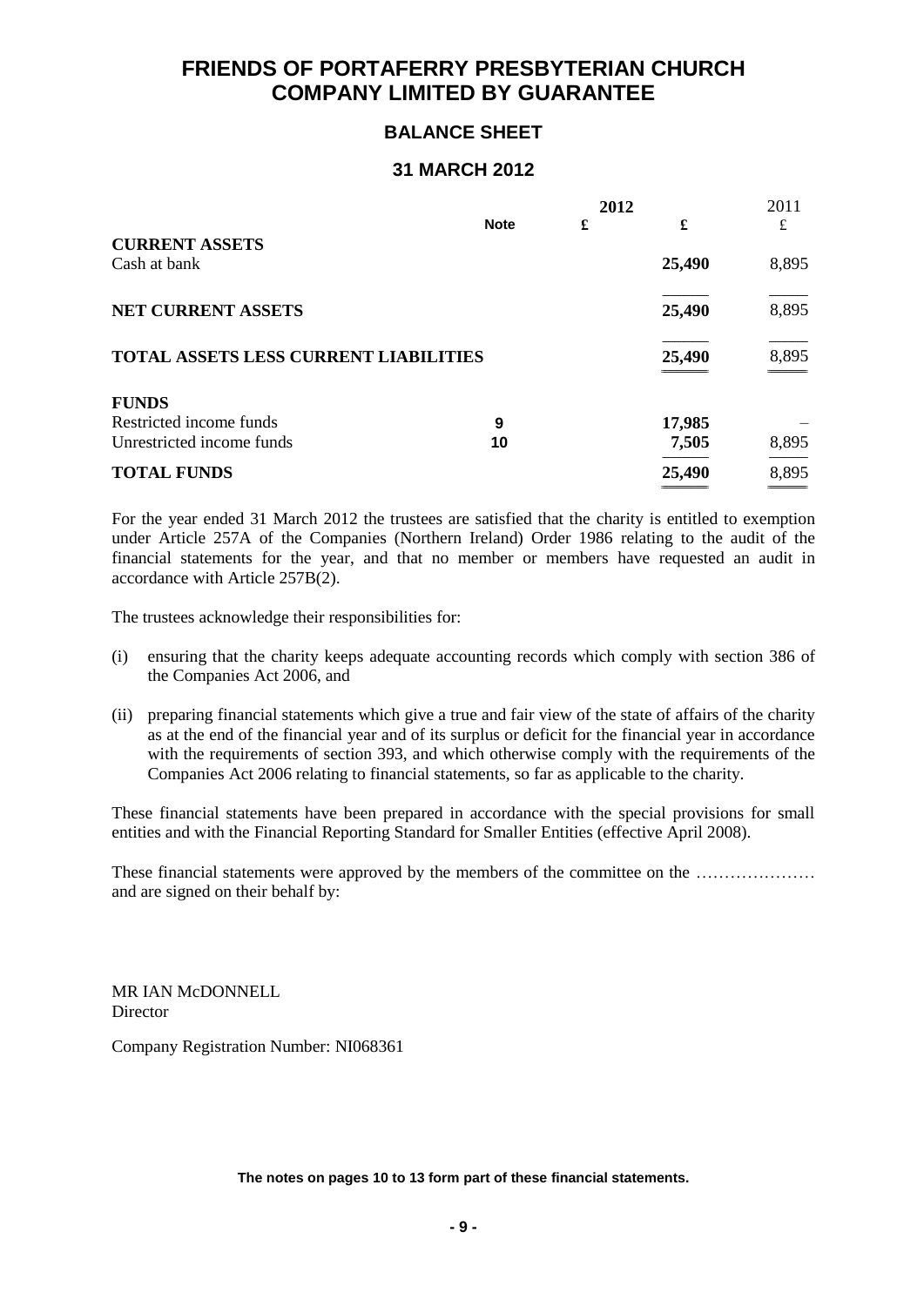# FRIENDS OF PORTAFERRY PRESBYTERIAN CHURCH COMPANY LIMITED BY GUARANTEE

## BALANCE SHEET

## 31 MARCH 2012

| | Note | 2012 £ | 2012 £ | 2011 £ |
|---|---|---|---|---|
| **CURRENT ASSETS** | | | | |
| Cash at bank | | | **25,490** | 8,895 |
| **NET CURRENT ASSETS** | | | **25,490** | 8,895 |
| **TOTAL ASSETS LESS CURRENT LIABILITIES** | | | **25,490** | 8,895 |
| **FUNDS** | | | | |
| Restricted income funds | 9 | | **17,985** | – |
| Unrestricted income funds | 10 | | **7,505** | 8,895 |
| **TOTAL FUNDS** | | | **25,490** | 8,895 |

For the year ended 31 March 2012 the trustees are satisfied that the charity is entitled to exemption under Article 257A of the Companies (Northern Ireland) Order 1986 relating to the audit of the financial statements for the year, and that no member or members have requested an audit in accordance with Article 257B(2).

The trustees acknowledge their responsibilities for:

(i) ensuring that the charity keeps adequate accounting records which comply with section 386 of the Companies Act 2006, and

(ii) preparing financial statements which give a true and fair view of the state of affairs of the charity as at the end of the financial year and of its surplus or deficit for the financial year in accordance with the requirements of section 393, and which otherwise comply with the requirements of the Companies Act 2006 relating to financial statements, so far as applicable to the charity.

These financial statements have been prepared in accordance with the special provisions for small entities and with the Financial Reporting Standard for Smaller Entities (effective April 2008).

These financial statements were approved by the members of the committee on the ………………… and are signed on their behalf by:

MR IAN McDONNELL
Director

Company Registration Number: NI068361

**The notes on pages 10 to 13 form part of these financial statements.**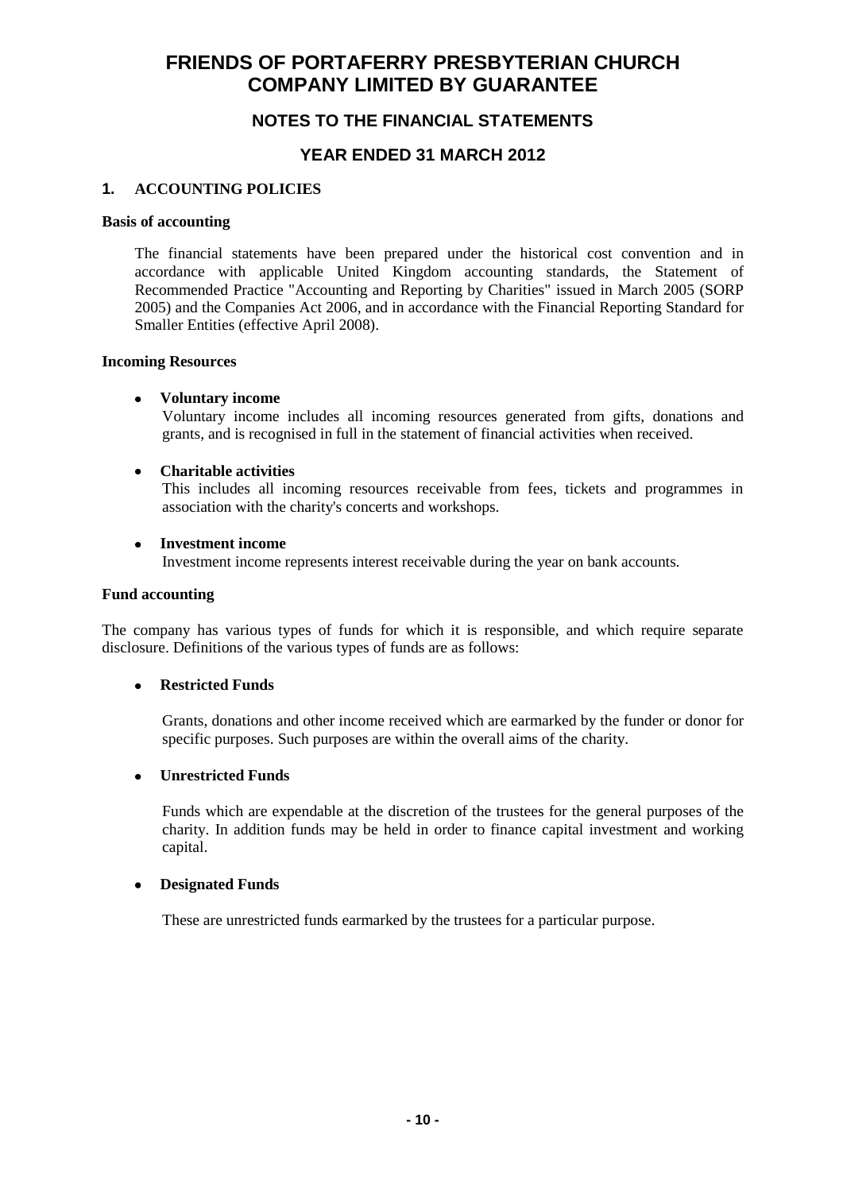# FRIENDS OF PORTAFERRY PRESBYTERIAN CHURCH COMPANY LIMITED BY GUARANTEE

## NOTES TO THE FINANCIAL STATEMENTS

## YEAR ENDED 31 MARCH 2012

### 1. ACCOUNTING POLICIES

**Basis of accounting**

The financial statements have been prepared under the historical cost convention and in accordance with applicable United Kingdom accounting standards, the Statement of Recommended Practice "Accounting and Reporting by Charities" issued in March 2005 (SORP 2005) and the Companies Act 2006, and in accordance with the Financial Reporting Standard for Smaller Entities (effective April 2008).

**Incoming Resources**

- **Voluntary income**
  Voluntary income includes all incoming resources generated from gifts, donations and grants, and is recognised in full in the statement of financial activities when received.

- **Charitable activities**
  This includes all incoming resources receivable from fees, tickets and programmes in association with the charity's concerts and workshops.

- **Investment income**
  Investment income represents interest receivable during the year on bank accounts.

**Fund accounting**

The company has various types of funds for which it is responsible, and which require separate disclosure. Definitions of the various types of funds are as follows:

- **Restricted Funds**

  Grants, donations and other income received which are earmarked by the funder or donor for specific purposes. Such purposes are within the overall aims of the charity.

- **Unrestricted Funds**

  Funds which are expendable at the discretion of the trustees for the general purposes of the charity. In addition funds may be held in order to finance capital investment and working capital.

- **Designated Funds**

  These are unrestricted funds earmarked by the trustees for a particular purpose.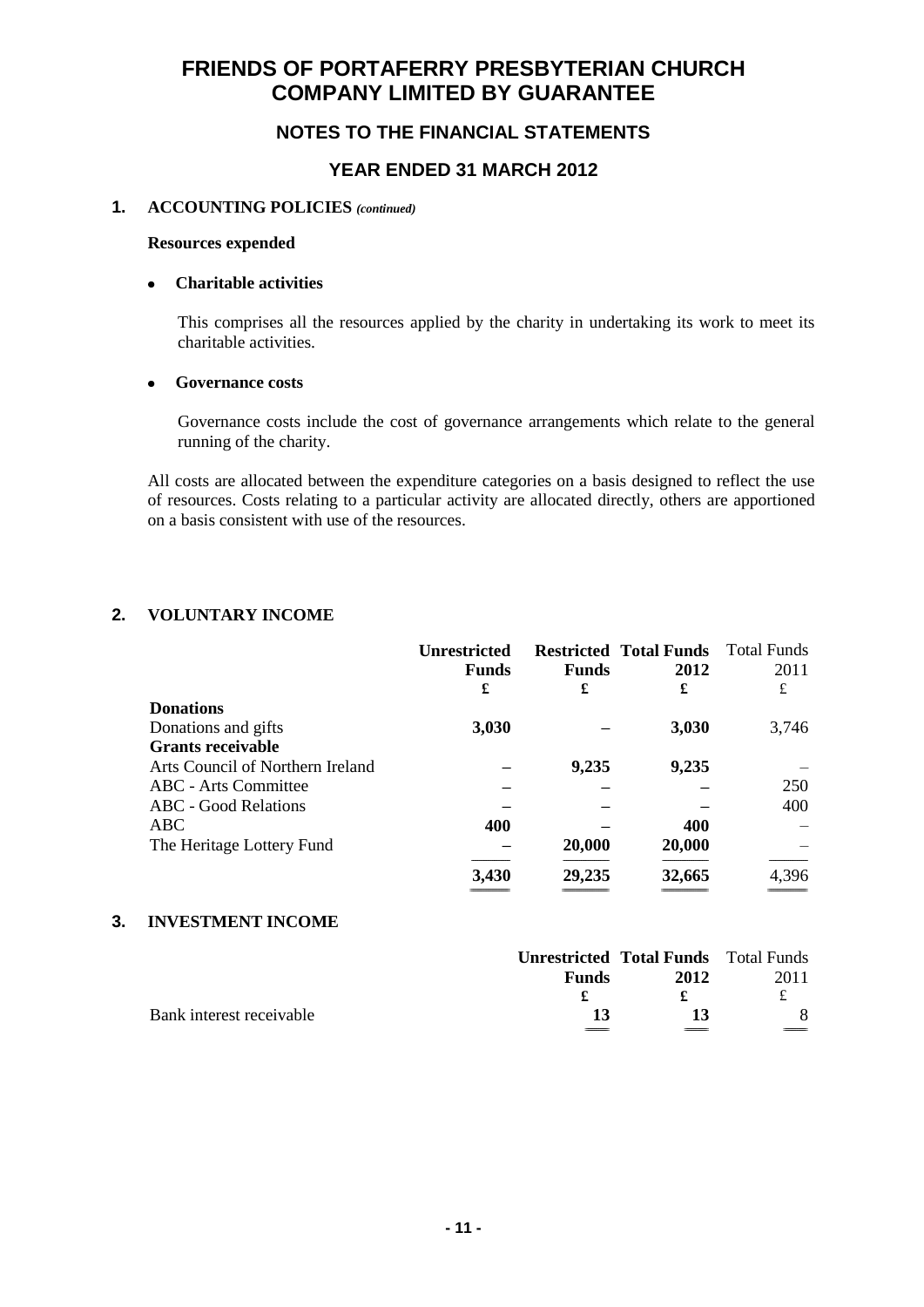# FRIENDS OF PORTAFERRY PRESBYTERIAN CHURCH COMPANY LIMITED BY GUARANTEE

## NOTES TO THE FINANCIAL STATEMENTS

## YEAR ENDED 31 MARCH 2012

### 1. ACCOUNTING POLICIES *(continued)*

**Resources expended**

- **Charitable activities**

  This comprises all the resources applied by the charity in undertaking its work to meet its charitable activities.

- **Governance costs**

  Governance costs include the cost of governance arrangements which relate to the general running of the charity.

All costs are allocated between the expenditure categories on a basis designed to reflect the use of resources. Costs relating to a particular activity are allocated directly, others are apportioned on a basis consistent with use of the resources.

### 2. VOLUNTARY INCOME

| | Unrestricted Funds £ | Restricted Funds £ | Total Funds 2012 £ | Total Funds 2011 £ |
|---|---|---|---|---|
| **Donations** | | | | |
| Donations and gifts | **3,030** | – | **3,030** | 3,746 |
| **Grants receivable** | | | | |
| Arts Council of Northern Ireland | – | **9,235** | **9,235** | – |
| ABC - Arts Committee | – | – | – | 250 |
| ABC - Good Relations | – | – | – | 400 |
| ABC | **400** | – | **400** | – |
| The Heritage Lottery Fund | – | **20,000** | **20,000** | – |
| | **3,430** | **29,235** | **32,665** | 4,396 |

### 3. INVESTMENT INCOME

| | Unrestricted Funds £ | Total Funds 2012 £ | Total Funds 2011 £ |
|---|---|---|---|
| Bank interest receivable | **13** | **13** | 8 |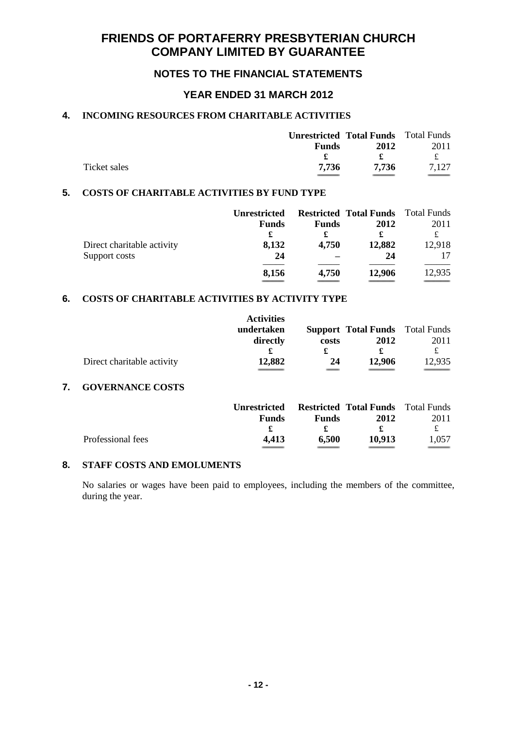# FRIENDS OF PORTAFERRY PRESBYTERIAN CHURCH COMPANY LIMITED BY GUARANTEE

## NOTES TO THE FINANCIAL STATEMENTS

## YEAR ENDED 31 MARCH 2012

### 4. INCOMING RESOURCES FROM CHARITABLE ACTIVITIES

| | Unrestricted Funds | Total Funds 2012 | Total Funds 2011 |
|---|---|---|---|
| | £ | £ | £ |
| Ticket sales | 7,736 | 7,736 | 7,127 |

### 5. COSTS OF CHARITABLE ACTIVITIES BY FUND TYPE

| | Unrestricted Funds | Restricted Funds | Total Funds 2012 | Total Funds 2011 |
|---|---|---|---|---|
| | £ | £ | £ | £ |
| Direct charitable activity | 8,132 | 4,750 | 12,882 | 12,918 |
| Support costs | 24 | – | 24 | 17 |
| | 8,156 | 4,750 | 12,906 | 12,935 |

### 6. COSTS OF CHARITABLE ACTIVITIES BY ACTIVITY TYPE

| | Activities undertaken directly | Support costs | Total Funds 2012 | Total Funds 2011 |
|---|---|---|---|---|
| | £ | £ | £ | £ |
| Direct charitable activity | 12,882 | 24 | 12,906 | 12,935 |

### 7. GOVERNANCE COSTS

| | Unrestricted Funds | Restricted Funds | Total Funds 2012 | Total Funds 2011 |
|---|---|---|---|---|
| | £ | £ | £ | £ |
| Professional fees | 4,413 | 6,500 | 10,913 | 1,057 |

### 8. STAFF COSTS AND EMOLUMENTS

No salaries or wages have been paid to employees, including the members of the committee, during the year.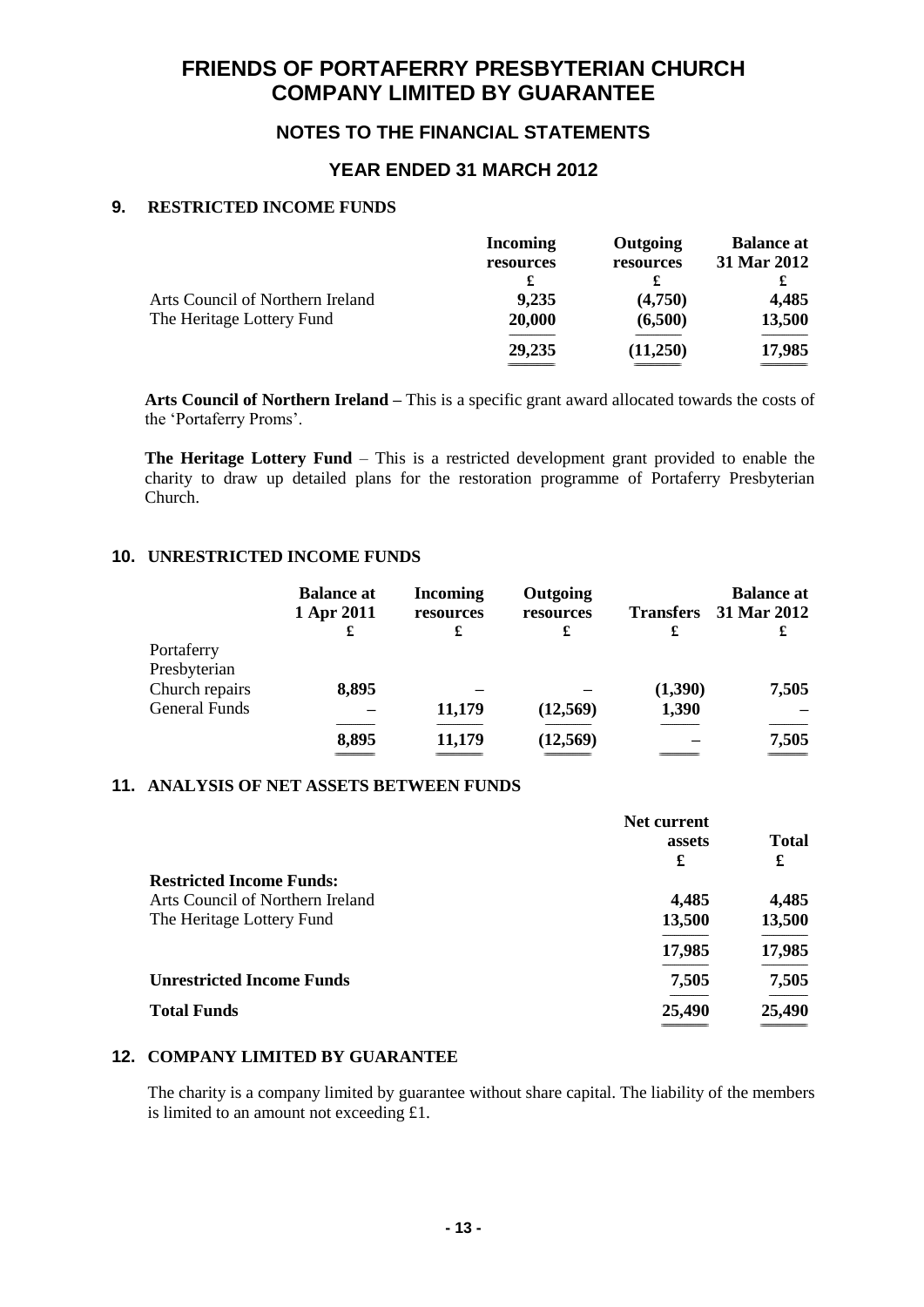# FRIENDS OF PORTAFERRY PRESBYTERIAN CHURCH COMPANY LIMITED BY GUARANTEE

## NOTES TO THE FINANCIAL STATEMENTS

## YEAR ENDED 31 MARCH 2012

### 9. RESTRICTED INCOME FUNDS

| | Incoming resources | Outgoing resources | Balance at 31 Mar 2012 |
|---|---|---|---|
| | £ | £ | £ |
| Arts Council of Northern Ireland | 9,235 | (4,750) | 4,485 |
| The Heritage Lottery Fund | 20,000 | (6,500) | 13,500 |
| | 29,235 | (11,250) | 17,985 |

**Arts Council of Northern Ireland –** This is a specific grant award allocated towards the costs of the 'Portaferry Proms'.

**The Heritage Lottery Fund** – This is a restricted development grant provided to enable the charity to draw up detailed plans for the restoration programme of Portaferry Presbyterian Church.

### 10. UNRESTRICTED INCOME FUNDS

| | Balance at 1 Apr 2011 | Incoming resources | Outgoing resources | Transfers | Balance at 31 Mar 2012 |
|---|---|---|---|---|---|
| | £ | £ | £ | £ | £ |
| Portaferry Presbyterian Church repairs | 8,895 | – | – | (1,390) | 7,505 |
| General Funds | – | 11,179 | (12,569) | 1,390 | – |
| | 8,895 | 11,179 | (12,569) | – | 7,505 |

### 11. ANALYSIS OF NET ASSETS BETWEEN FUNDS

| | Net current assets | Total |
|---|---|---|
| | £ | £ |
| **Restricted Income Funds:** | | |
| Arts Council of Northern Ireland | 4,485 | 4,485 |
| The Heritage Lottery Fund | 13,500 | 13,500 |
| | 17,985 | 17,985 |
| **Unrestricted Income Funds** | 7,505 | 7,505 |
| **Total Funds** | 25,490 | 25,490 |

### 12. COMPANY LIMITED BY GUARANTEE

The charity is a company limited by guarantee without share capital. The liability of the members is limited to an amount not exceeding £1.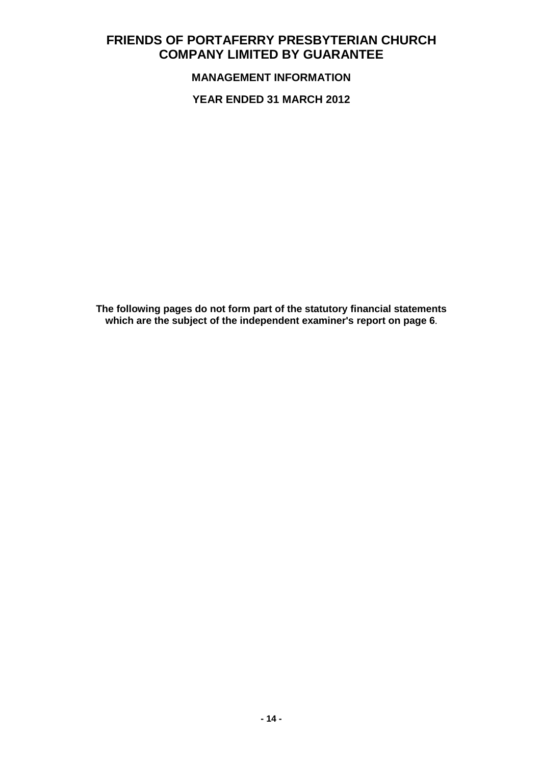# FRIENDS OF PORTAFERRY PRESBYTERIAN CHURCH COMPANY LIMITED BY GUARANTEE

## MANAGEMENT INFORMATION

## YEAR ENDED 31 MARCH 2012

**The following pages do not form part of the statutory financial statements which are the subject of the independent examiner's report on page 6.**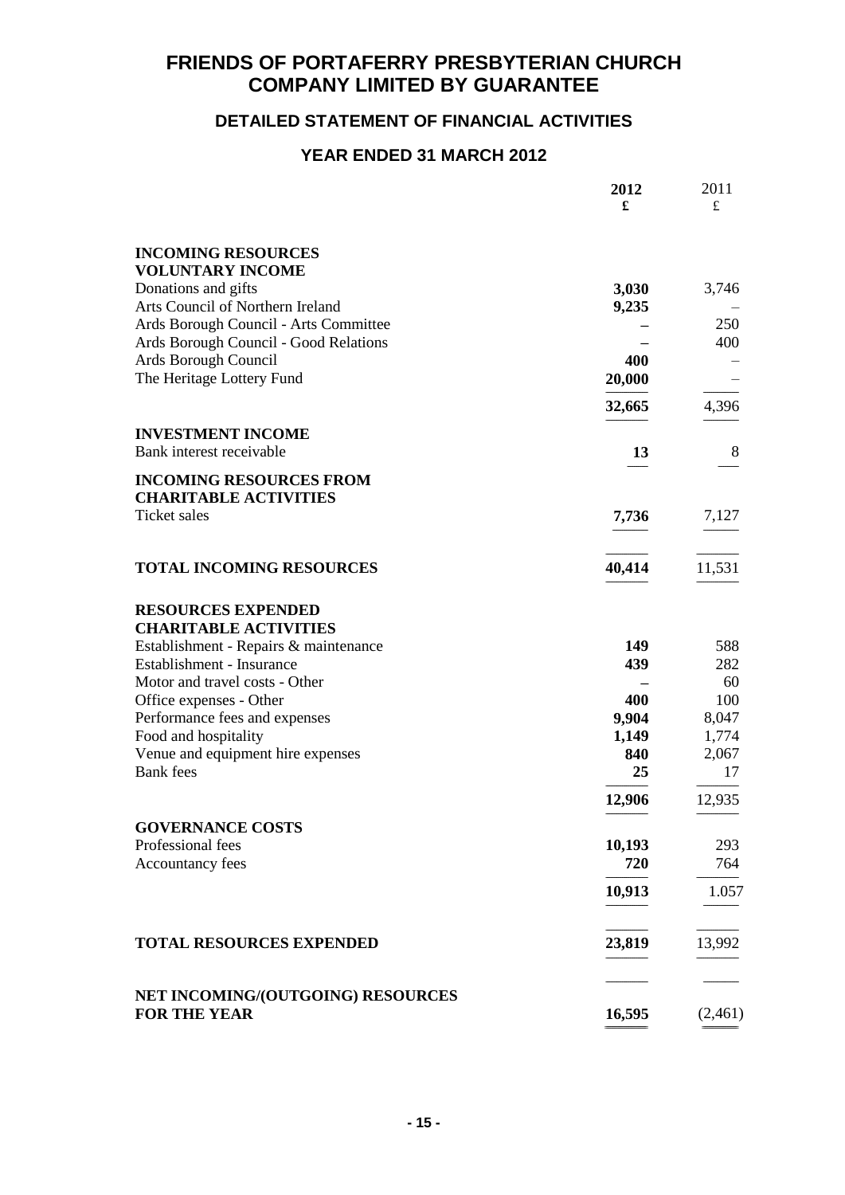# FRIENDS OF PORTAFERRY PRESBYTERIAN CHURCH COMPANY LIMITED BY GUARANTEE

## DETAILED STATEMENT OF FINANCIAL ACTIVITIES

## YEAR ENDED 31 MARCH 2012

| | 2012 £ | 2011 £ |
|---|---|---|
| **INCOMING RESOURCES** | | |
| **VOLUNTARY INCOME** | | |
| Donations and gifts | **3,030** | 3,746 |
| Arts Council of Northern Ireland | **9,235** | – |
| Ards Borough Council - Arts Committee | **–** | 250 |
| Ards Borough Council - Good Relations | **–** | 400 |
| Ards Borough Council | **400** | – |
| The Heritage Lottery Fund | **20,000** | – |
| | **32,665** | 4,396 |
| **INVESTMENT INCOME** | | |
| Bank interest receivable | **13** | 8 |
| **INCOMING RESOURCES FROM CHARITABLE ACTIVITIES** | | |
| Ticket sales | **7,736** | 7,127 |
| **TOTAL INCOMING RESOURCES** | **40,414** | 11,531 |
| **RESOURCES EXPENDED** | | |
| **CHARITABLE ACTIVITIES** | | |
| Establishment - Repairs & maintenance | **149** | 588 |
| Establishment - Insurance | **439** | 282 |
| Motor and travel costs - Other | **–** | 60 |
| Office expenses - Other | **400** | 100 |
| Performance fees and expenses | **9,904** | 8,047 |
| Food and hospitality | **1,149** | 1,774 |
| Venue and equipment hire expenses | **840** | 2,067 |
| Bank fees | **25** | 17 |
| | **12,906** | 12,935 |
| **GOVERNANCE COSTS** | | |
| Professional fees | **10,193** | 293 |
| Accountancy fees | **720** | 764 |
| | **10,913** | 1.057 |
| **TOTAL RESOURCES EXPENDED** | **23,819** | 13,992 |
| **NET INCOMING/(OUTGOING) RESOURCES FOR THE YEAR** | **16,595** | (2,461) |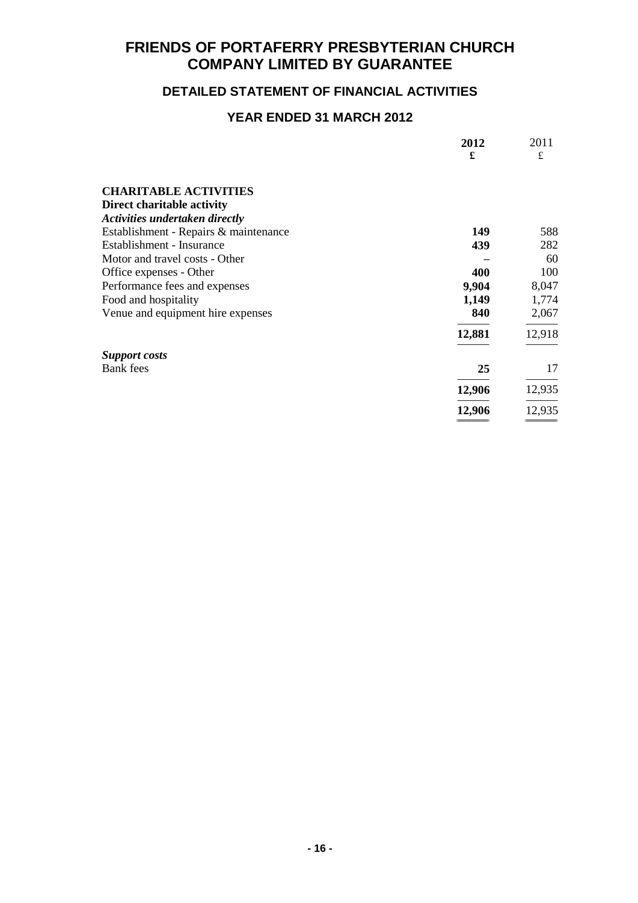# FRIENDS OF PORTAFERRY PRESBYTERIAN CHURCH COMPANY LIMITED BY GUARANTEE

## DETAILED STATEMENT OF FINANCIAL ACTIVITIES

### YEAR ENDED 31 MARCH 2012

| | 2012 £ | 2011 £ |
|---|---|---|
| **CHARITABLE ACTIVITIES** | | |
| **Direct charitable activity** | | |
| ***Activities undertaken directly*** | | |
| Establishment - Repairs & maintenance | **149** | 588 |
| Establishment - Insurance | **439** | 282 |
| Motor and travel costs - Other | – | 60 |
| Office expenses - Other | **400** | 100 |
| Performance fees and expenses | **9,904** | 8,047 |
| Food and hospitality | **1,149** | 1,774 |
| Venue and equipment hire expenses | **840** | 2,067 |
| | **12,881** | 12,918 |
| ***Support costs*** | | |
| Bank fees | **25** | 17 |
| | **12,906** | 12,935 |
| | **12,906** | 12,935 |